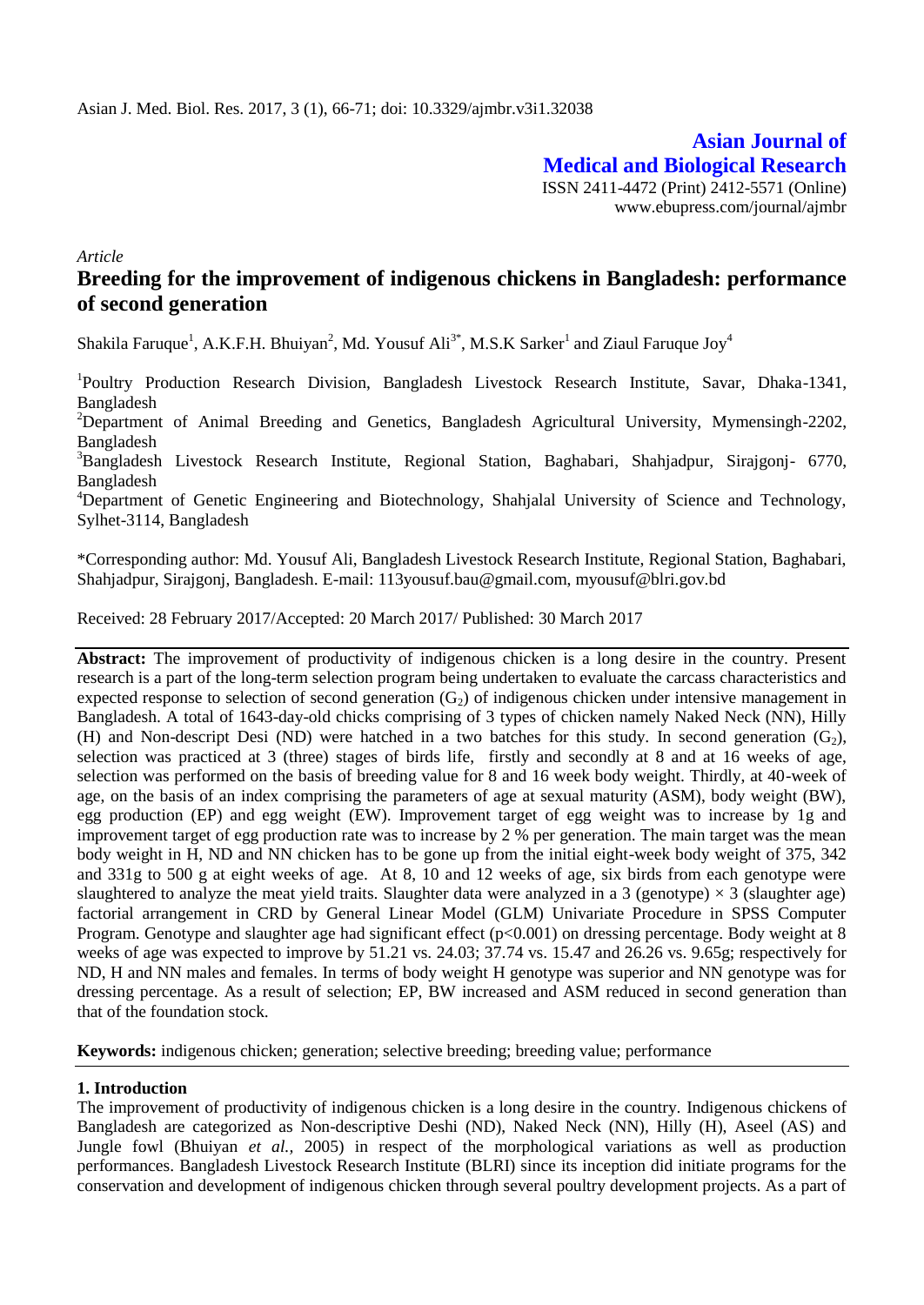Asian J. Med. Biol. Res. 2017, 3 (1), 66-71; doi: 10.3329/ajmbr.v3i1.32038

**Asian Journal of Medical and Biological Research**

ISSN 2411-4472 (Print) 2412-5571 (Online)
www.ebupress.com/journal/ajmbr

*Article*

# Breeding for the improvement of indigenous chickens in Bangladesh: performance of second generation

Shakila Faruque[1], A.K.F.H. Bhuiyan[2], Md. Yousuf Ali[3*], M.S.K Sarker[1] and Ziaul Faruque Joy[4]

[1]Poultry Production Research Division, Bangladesh Livestock Research Institute, Savar, Dhaka-1341, Bangladesh

[2]Department of Animal Breeding and Genetics, Bangladesh Agricultural University, Mymensingh-2202, Bangladesh

[3]Bangladesh Livestock Research Institute, Regional Station, Baghabari, Shahjadpur, Sirajgonj- 6770, Bangladesh

[4]Department of Genetic Engineering and Biotechnology, Shahjalal University of Science and Technology, Sylhet-3114, Bangladesh

*Corresponding author: Md. Yousuf Ali, Bangladesh Livestock Research Institute, Regional Station, Baghabari, Shahjadpur, Sirajgonj, Bangladesh. E-mail: 113yousuf.bau@gmail.com, myousuf@blri.gov.bd

Received: 28 February 2017/Accepted: 20 March 2017/ Published: 30 March 2017

**Abstract:** The improvement of productivity of indigenous chicken is a long desire in the country. Present research is a part of the long-term selection program being undertaken to evaluate the carcass characteristics and expected response to selection of second generation ($G_2$) of indigenous chicken under intensive management in Bangladesh. A total of 1643-day-old chicks comprising of 3 types of chicken namely Naked Neck (NN), Hilly (H) and Non-descript Desi (ND) were hatched in a two batches for this study. In second generation ($G_2$), selection was practiced at 3 (three) stages of birds life, firstly and secondly at 8 and at 16 weeks of age, selection was performed on the basis of breeding value for 8 and 16 week body weight. Thirdly, at 40-week of age, on the basis of an index comprising the parameters of age at sexual maturity (ASM), body weight (BW), egg production (EP) and egg weight (EW). Improvement target of egg weight was to increase by 1g and improvement target of egg production rate was to increase by 2 % per generation. The main target was the mean body weight in H, ND and NN chicken has to be gone up from the initial eight-week body weight of 375, 342 and 331g to 500 g at eight weeks of age. At 8, 10 and 12 weeks of age, six birds from each genotype were slaughtered to analyze the meat yield traits. Slaughter data were analyzed in a 3 (genotype) × 3 (slaughter age) factorial arrangement in CRD by General Linear Model (GLM) Univariate Procedure in SPSS Computer Program. Genotype and slaughter age had significant effect ($p<0.001$) on dressing percentage. Body weight at 8 weeks of age was expected to improve by 51.21 vs. 24.03; 37.74 vs. 15.47 and 26.26 vs. 9.65g; respectively for ND, H and NN males and females. In terms of body weight H genotype was superior and NN genotype was for dressing percentage. As a result of selection; EP, BW increased and ASM reduced in second generation than that of the foundation stock.

**Keywords:** indigenous chicken; generation; selective breeding; breeding value; performance

## 1. Introduction

The improvement of productivity of indigenous chicken is a long desire in the country. Indigenous chickens of Bangladesh are categorized as Non-descriptive Deshi (ND), Naked Neck (NN), Hilly (H), Aseel (AS) and Jungle fowl (Bhuiyan *et al.,* 2005) in respect of the morphological variations as well as production performances. Bangladesh Livestock Research Institute (BLRI) since its inception did initiate programs for the conservation and development of indigenous chicken through several poultry development projects. As a part of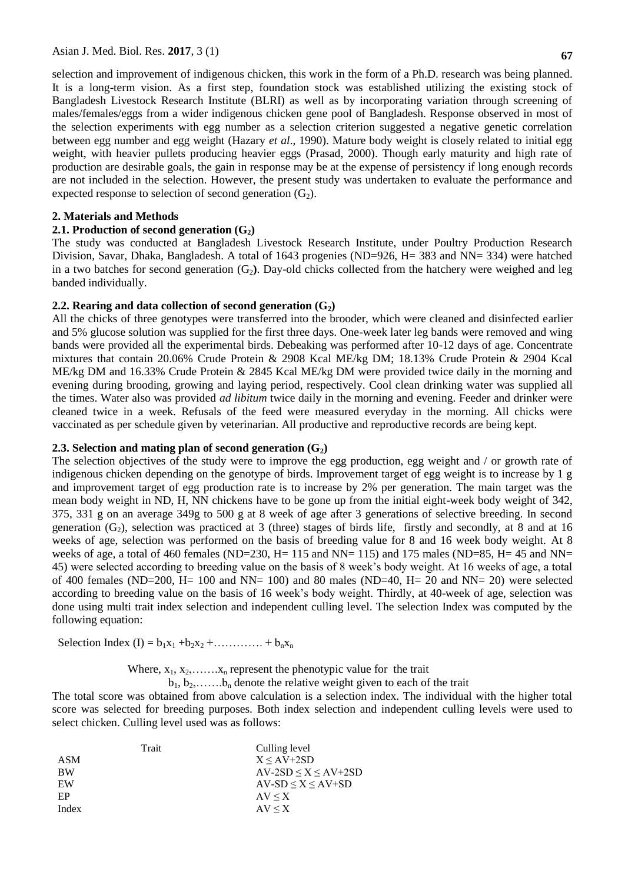selection and improvement of indigenous chicken, this work in the form of a Ph.D. research was being planned. It is a long-term vision. As a first step, foundation stock was established utilizing the existing stock of Bangladesh Livestock Research Institute (BLRI) as well as by incorporating variation through screening of males/females/eggs from a wider indigenous chicken gene pool of Bangladesh. Response observed in most of the selection experiments with egg number as a selection criterion suggested a negative genetic correlation between egg number and egg weight (Hazary *et al*., 1990). Mature body weight is closely related to initial egg weight, with heavier pullets producing heavier eggs (Prasad, 2000). Though early maturity and high rate of production are desirable goals, the gain in response may be at the expense of persistency if long enough records are not included in the selection. However, the present study was undertaken to evaluate the performance and expected response to selection of second generation ($G_2$).

## 2. Materials and Methods

### 2.1. Production of second generation ($G_2$)

The study was conducted at Bangladesh Livestock Research Institute, under Poultry Production Research Division, Savar, Dhaka, Bangladesh. A total of 1643 progenies (ND=926, H= 383 and NN= 334) were hatched in a two batches for second generation ($G_2$). Day-old chicks collected from the hatchery were weighed and leg banded individually.

### 2.2. Rearing and data collection of second generation ($G_2$)

All the chicks of three genotypes were transferred into the brooder, which were cleaned and disinfected earlier and 5% glucose solution was supplied for the first three days. One-week later leg bands were removed and wing bands were provided all the experimental birds. Debeaking was performed after 10-12 days of age. Concentrate mixtures that contain 20.06% Crude Protein & 2908 Kcal ME/kg DM; 18.13% Crude Protein & 2904 Kcal ME/kg DM and 16.33% Crude Protein & 2845 Kcal ME/kg DM were provided twice daily in the morning and evening during brooding, growing and laying period, respectively. Cool clean drinking water was supplied all the times. Water also was provided *ad libitum* twice daily in the morning and evening. Feeder and drinker were cleaned twice in a week. Refusals of the feed were measured everyday in the morning. All chicks were vaccinated as per schedule given by veterinarian. All productive and reproductive records are being kept.

### 2.3. Selection and mating plan of second generation ($G_2$)

The selection objectives of the study were to improve the egg production, egg weight and / or growth rate of indigenous chicken depending on the genotype of birds. Improvement target of egg weight is to increase by 1 g and improvement target of egg production rate is to increase by 2% per generation. The main target was the mean body weight in ND, H, NN chickens have to be gone up from the initial eight-week body weight of 342, 375, 331 g on an average 349g to 500 g at 8 week of age after 3 generations of selective breeding. In second generation ($G_2$), selection was practiced at 3 (three) stages of birds life, firstly and secondly, at 8 and at 16 weeks of age, selection was performed on the basis of breeding value for 8 and 16 week body weight. At 8 weeks of age, a total of 460 females (ND=230, H= 115 and NN= 115) and 175 males (ND=85, H= 45 and NN= 45) were selected according to breeding value on the basis of 8 week's body weight. At 16 weeks of age, a total of 400 females (ND=200, H= 100 and NN= 100) and 80 males (ND=40, H= 20 and NN= 20) were selected according to breeding value on the basis of 16 week's body weight. Thirdly, at 40-week of age, selection was done using multi trait index selection and independent culling level. The selection Index was computed by the following equation:

$$\text{Selection Index (I)} = b_1x_1 + b_2x_2 + \ldots\ldots\ldots\ldots + b_nx_n$$

Where, $x_1, x_2, \ldots\ldots x_n$ represent the phenotypic value for the trait

$b_1, b_2, \ldots\ldots b_n$ denote the relative weight given to each of the trait

The total score was obtained from above calculation is a selection index. The individual with the higher total score was selected for breeding purposes. Both index selection and independent culling levels were used to select chicken. Culling level used was as follows:

| Trait | Culling level |
|---|---|
| ASM | $X \leq AV+2SD$ |
| BW | $AV-2SD \leq X \leq AV+2SD$ |
| EW | $AV-SD \leq X \leq AV+SD$ |
| EP | $AV \leq X$ |
| Index | $AV \leq X$ |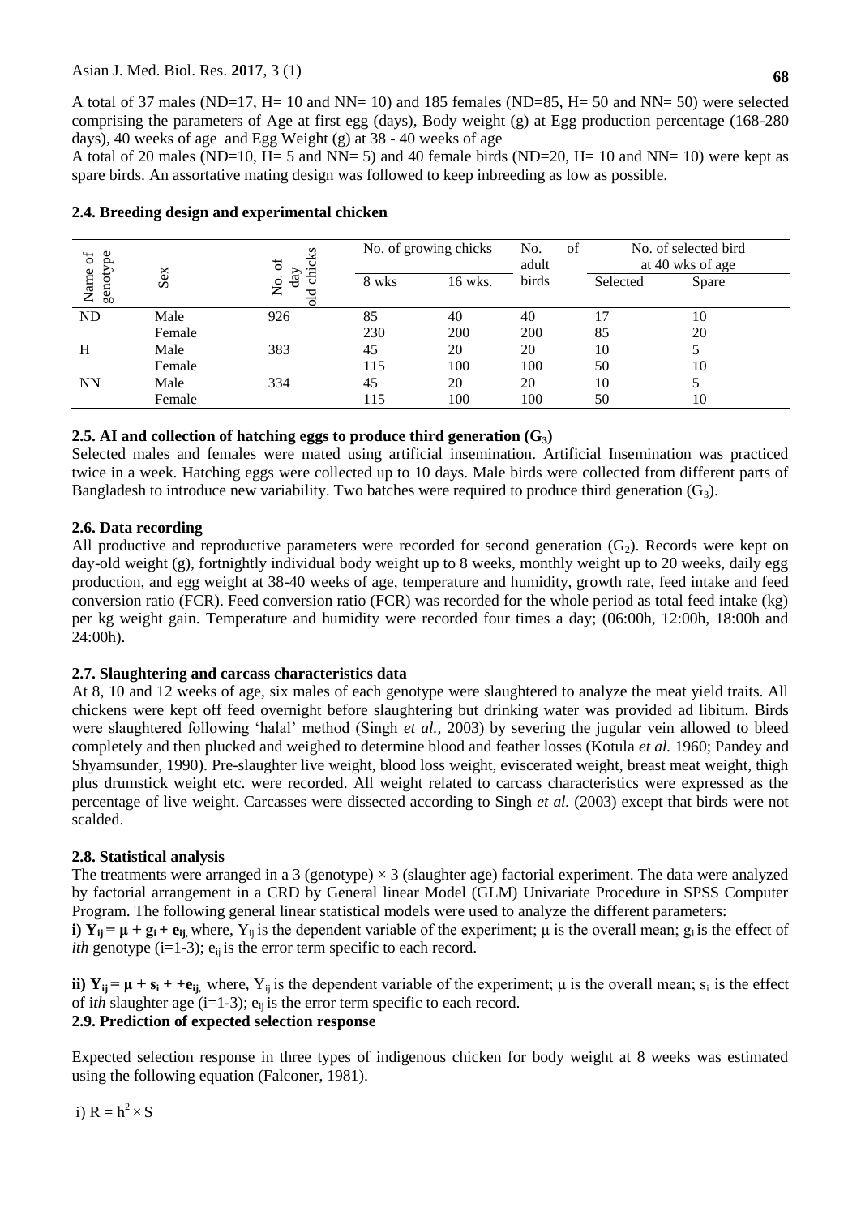A total of 37 males (ND=17, H= 10 and NN= 10) and 185 females (ND=85, H= 50 and NN= 50) were selected comprising the parameters of Age at first egg (days), Body weight (g) at Egg production percentage (168-280 days), 40 weeks of age and Egg Weight (g) at 38 - 40 weeks of age

A total of 20 males (ND=10, H= 5 and NN= 5) and 40 female birds (ND=20, H= 10 and NN= 10) were kept as spare birds. An assortative mating design was followed to keep inbreeding as low as possible.

### 2.4. Breeding design and experimental chicken

| Name of genotype | Sex | No. of day old chicks | No. of growing chicks | | No. of adult birds | No. of selected bird at 40 wks of age | |
|---|---|---|---|---|---|---|---|
| | | | 8 wks | 16 wks. | | Selected | Spare |
| ND | Male | 926 | 85 | 40 | 40 | 17 | 10 |
| | Female | | 230 | 200 | 200 | 85 | 20 |
| H | Male | 383 | 45 | 20 | 20 | 10 | 5 |
| | Female | | 115 | 100 | 100 | 50 | 10 |
| NN | Male | 334 | 45 | 20 | 20 | 10 | 5 |
| | Female | | 115 | 100 | 100 | 50 | 10 |

### 2.5. AI and collection of hatching eggs to produce third generation ($G_3$)

Selected males and females were mated using artificial insemination. Artificial Insemination was practiced twice in a week. Hatching eggs were collected up to 10 days. Male birds were collected from different parts of Bangladesh to introduce new variability. Two batches were required to produce third generation ($G_3$).

### 2.6. Data recording

All productive and reproductive parameters were recorded for second generation ($G_2$). Records were kept on day-old weight (g), fortnightly individual body weight up to 8 weeks, monthly weight up to 20 weeks, daily egg production, and egg weight at 38-40 weeks of age, temperature and humidity, growth rate, feed intake and feed conversion ratio (FCR). Feed conversion ratio (FCR) was recorded for the whole period as total feed intake (kg) per kg weight gain. Temperature and humidity were recorded four times a day; (06:00h, 12:00h, 18:00h and 24:00h).

### 2.7. Slaughtering and carcass characteristics data

At 8, 10 and 12 weeks of age, six males of each genotype were slaughtered to analyze the meat yield traits. All chickens were kept off feed overnight before slaughtering but drinking water was provided ad libitum. Birds were slaughtered following 'halal' method (Singh *et al.,* 2003) by severing the jugular vein allowed to bleed completely and then plucked and weighed to determine blood and feather losses (Kotula *et al.* 1960; Pandey and Shyamsunder, 1990). Pre-slaughter live weight, blood loss weight, eviscerated weight, breast meat weight, thigh plus drumstick weight etc. were recorded. All weight related to carcass characteristics were expressed as the percentage of live weight. Carcasses were dissected according to Singh *et al.* (2003) except that birds were not scalded.

### 2.8. Statistical analysis

The treatments were arranged in a 3 (genotype) × 3 (slaughter age) factorial experiment. The data were analyzed by factorial arrangement in a CRD by General linear Model (GLM) Univariate Procedure in SPSS Computer Program. The following general linear statistical models were used to analyze the different parameters:

**i)** $Y_{ij} = \mu + g_i + e_{ij}$, where, $Y_{ij}$ is the dependent variable of the experiment; $\mu$ is the overall mean; $g_i$ is the effect of *ith* genotype (i=1-3); $e_{ij}$ is the error term specific to each record.

**ii)** $Y_{ij} = \mu + s_i + + e_{ij}$, where, $Y_{ij}$ is the dependent variable of the experiment; $\mu$ is the overall mean; $s_i$ is the effect of i*th* slaughter age (i=1-3); $e_{ij}$ is the error term specific to each record.

### 2.9. Prediction of expected selection response

Expected selection response in three types of indigenous chicken for body weight at 8 weeks was estimated using the following equation (Falconer, 1981).

i) $R = h^2 \times S$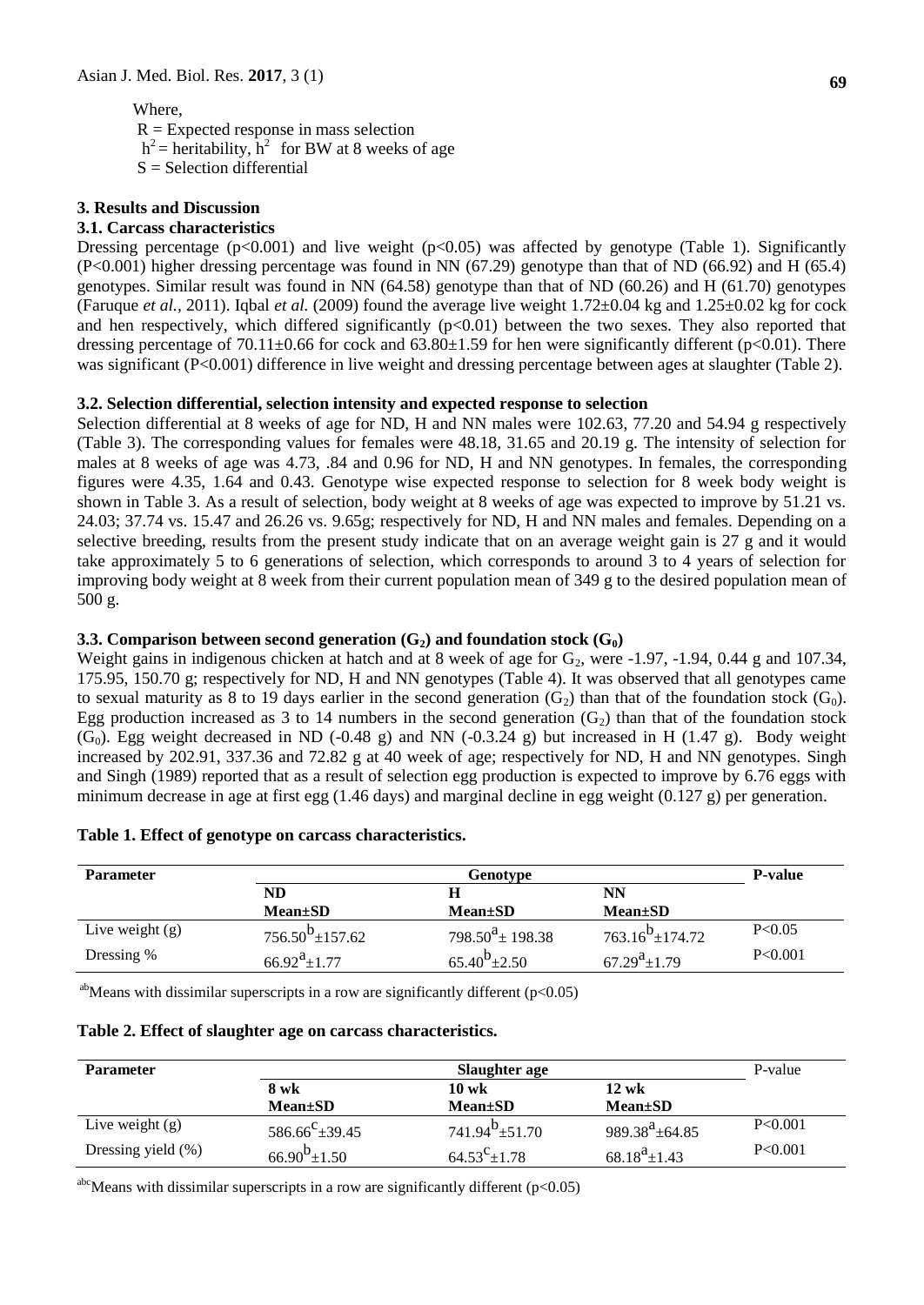Where,

R = Expected response in mass selection

$h^2$ = heritability, $h^2$ for BW at 8 weeks of age

S = Selection differential

## 3. Results and Discussion

### 3.1. Carcass characteristics

Dressing percentage ($p<0.001$) and live weight ($p<0.05$) was affected by genotype (Table 1). Significantly ($P<0.001$) higher dressing percentage was found in NN (67.29) genotype than that of ND (66.92) and H (65.4) genotypes. Similar result was found in NN (64.58) genotype than that of ND (60.26) and H (61.70) genotypes (Faruque *et al.,* 2011). Iqbal *et al.* (2009) found the average live weight 1.72±0.04 kg and 1.25±0.02 kg for cock and hen respectively, which differed significantly ($p<0.01$) between the two sexes. They also reported that dressing percentage of 70.11±0.66 for cock and 63.80±1.59 for hen were significantly different ($p<0.01$). There was significant ($P<0.001$) difference in live weight and dressing percentage between ages at slaughter (Table 2).

### 3.2. Selection differential, selection intensity and expected response to selection

Selection differential at 8 weeks of age for ND, H and NN males were 102.63, 77.20 and 54.94 g respectively (Table 3). The corresponding values for females were 48.18, 31.65 and 20.19 g. The intensity of selection for males at 8 weeks of age was 4.73, .84 and 0.96 for ND, H and NN genotypes. In females, the corresponding figures were 4.35, 1.64 and 0.43. Genotype wise expected response to selection for 8 week body weight is shown in Table 3. As a result of selection, body weight at 8 weeks of age was expected to improve by 51.21 vs. 24.03; 37.74 vs. 15.47 and 26.26 vs. 9.65g; respectively for ND, H and NN males and females. Depending on a selective breeding, results from the present study indicate that on an average weight gain is 27 g and it would take approximately 5 to 6 generations of selection, which corresponds to around 3 to 4 years of selection for improving body weight at 8 week from their current population mean of 349 g to the desired population mean of 500 g.

### 3.3. Comparison between second generation ($G_2$) and foundation stock ($G_0$)

Weight gains in indigenous chicken at hatch and at 8 week of age for $G_2$, were -1.97, -1.94, 0.44 g and 107.34, 175.95, 150.70 g; respectively for ND, H and NN genotypes (Table 4). It was observed that all genotypes came to sexual maturity as 8 to 19 days earlier in the second generation ($G_2$) than that of the foundation stock ($G_0$). Egg production increased as 3 to 14 numbers in the second generation ($G_2$) than that of the foundation stock ($G_0$). Egg weight decreased in ND (-0.48 g) and NN (-0.3.24 g) but increased in H (1.47 g). Body weight increased by 202.91, 337.36 and 72.82 g at 40 week of age; respectively for ND, H and NN genotypes. Singh and Singh (1989) reported that as a result of selection egg production is expected to improve by 6.76 eggs with minimum decrease in age at first egg (1.46 days) and marginal decline in egg weight (0.127 g) per generation.

**Table 1. Effect of genotype on carcass characteristics.**

| Parameter | Genotype | | | P-value |
|---|---|---|---|---|
| | ND Mean±SD | H Mean±SD | NN Mean±SD | |
| Live weight (g) | $756.50^{b}$±157.62 | $798.50^{a}$± 198.38 | $763.16^{b}$±174.72 | P<0.05 |
| Dressing % | $66.92^{a}$±1.77 | $65.40^{b}$±2.50 | $67.29^{a}$±1.79 | P<0.001 |

$^{ab}$Means with dissimilar superscripts in a row are significantly different ($p<0.05$)

**Table 2. Effect of slaughter age on carcass characteristics.**

| Parameter | Slaughter age | | | P-value |
|---|---|---|---|---|
| | 8 wk Mean±SD | 10 wk Mean±SD | 12 wk Mean±SD | |
| Live weight (g) | $586.66^{c}$±39.45 | $741.94^{b}$±51.70 | $989.38^{a}$±64.85 | P<0.001 |
| Dressing yield (%) | $66.90^{b}$±1.50 | $64.53^{c}$±1.78 | $68.18^{a}$±1.43 | P<0.001 |

$^{abc}$Means with dissimilar superscripts in a row are significantly different ($p<0.05$)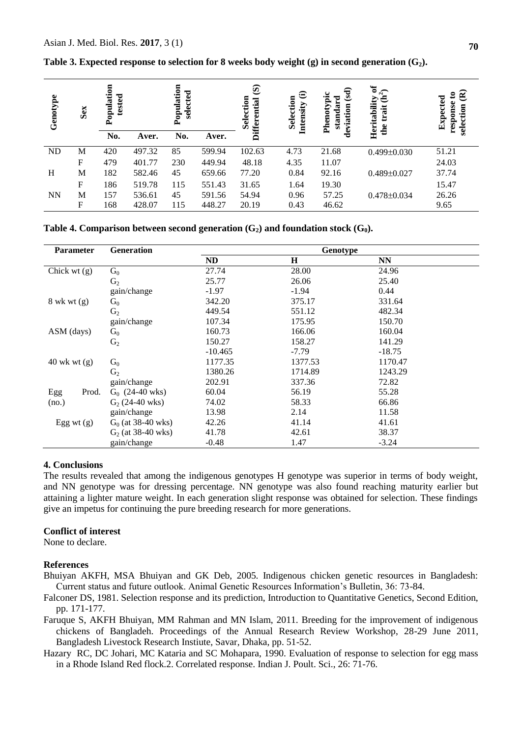**Table 3. Expected response to selection for 8 weeks body weight (g) in second generation ($G_2$).**

| Genotype | Sex | Population tested | | Population selected | | Selection Differential (S) | Selection Intensity (i) | Phenotypic standard deviation (sd) | Heritability of the trait ($h^2$) | Expected response to selection (R) |
|---|---|---|---|---|---|---|---|---|---|---|
| | | No. | Aver. | No. | Aver. | | | | | |
| ND | M | 420 | 497.32 | 85 | 599.94 | 102.63 | 4.73 | 21.68 | 0.499±0.030 | 51.21 |
| | F | 479 | 401.77 | 230 | 449.94 | 48.18 | 4.35 | 11.07 | | 24.03 |
| H | M | 182 | 582.46 | 45 | 659.66 | 77.20 | 0.84 | 92.16 | 0.489±0.027 | 37.74 |
| | F | 186 | 519.78 | 115 | 551.43 | 31.65 | 1.64 | 19.30 | | 15.47 |
| NN | M | 157 | 536.61 | 45 | 591.56 | 54.94 | 0.96 | 57.25 | 0.478±0.034 | 26.26 |
| | F | 168 | 428.07 | 115 | 448.27 | 20.19 | 0.43 | 46.62 | | 9.65 |

**Table 4. Comparison between second generation ($G_2$) and foundation stock ($G_0$).**

| Parameter | Generation | Genotype | | |
|---|---|---|---|---|
| | | ND | H | NN |
| Chick wt (g) | $G_0$ | 27.74 | 28.00 | 24.96 |
| | $G_2$ | 25.77 | 26.06 | 25.40 |
| | gain/change | -1.97 | -1.94 | 0.44 |
| 8 wk wt (g) | $G_0$ | 342.20 | 375.17 | 331.64 |
| | $G_2$ | 449.54 | 551.12 | 482.34 |
| | gain/change | 107.34 | 175.95 | 150.70 |
| ASM (days) | $G_0$ | 160.73 | 166.06 | 160.04 |
| | $G_2$ | 150.27 | 158.27 | 141.29 |
| | | -10.465 | -7.79 | -18.75 |
| 40 wk wt (g) | $G_0$ | 1177.35 | 1377.53 | 1170.47 |
| | $G_2$ | 1380.26 | 1714.89 | 1243.29 |
| | gain/change | 202.91 | 337.36 | 72.82 |
| Egg Prod. (no.) | $G_0$ (24-40 wks) | 60.04 | 56.19 | 55.28 |
| | $G_2$ (24-40 wks) | 74.02 | 58.33 | 66.86 |
| | gain/change | 13.98 | 2.14 | 11.58 |
| Egg wt (g) | $G_0$ (at 38-40 wks) | 42.26 | 41.14 | 41.61 |
| | $G_2$ (at 38-40 wks) | 41.78 | 42.61 | 38.37 |
| | gain/change | -0.48 | 1.47 | -3.24 |

## 4. Conclusions

The results revealed that among the indigenous genotypes H genotype was superior in terms of body weight, and NN genotype was for dressing percentage. NN genotype was also found reaching maturity earlier but attaining a lighter mature weight. In each generation slight response was obtained for selection. These findings give an impetus for continuing the pure breeding research for more generations.

## Conflict of interest

None to declare.

## References

Bhuiyan AKFH, MSA Bhuiyan and GK Deb, 2005. Indigenous chicken genetic resources in Bangladesh: Current status and future outlook. Animal Genetic Resources Information's Bulletin, 36: 73-84.

Falconer DS, 1981. Selection response and its prediction, Introduction to Quantitative Genetics, Second Edition, pp. 171-177.

Faruque S, AKFH Bhuiyan, MM Rahman and MN Islam, 2011. Breeding for the improvement of indigenous chickens of Bangladeh. Proceedings of the Annual Research Review Workshop, 28-29 June 2011, Bangladesh Livestock Research Instiute, Savar, Dhaka, pp. 51-52.

Hazary RC, DC Johari, MC Kataria and SC Mohapara, 1990. Evaluation of response to selection for egg mass in a Rhode Island Red flock.2. Correlated response. Indian J. Poult. Sci., 26: 71-76.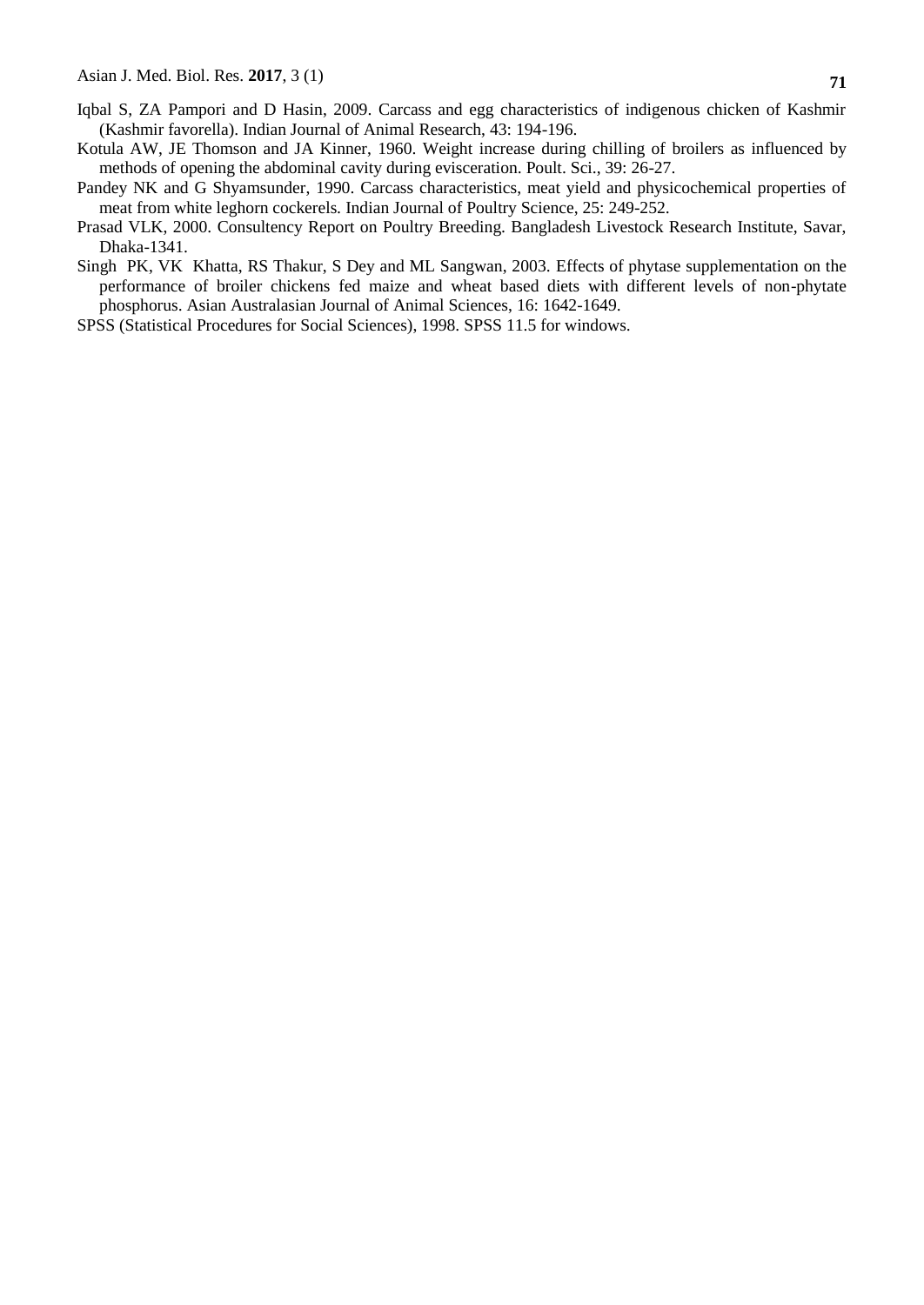Iqbal S, ZA Pampori and D Hasin, 2009. Carcass and egg characteristics of indigenous chicken of Kashmir (Kashmir favorella). Indian Journal of Animal Research, 43: 194-196.

Kotula AW, JE Thomson and JA Kinner, 1960. Weight increase during chilling of broilers as influenced by methods of opening the abdominal cavity during evisceration. Poult. Sci., 39: 26-27.

Pandey NK and G Shyamsunder, 1990. Carcass characteristics, meat yield and physicochemical properties of meat from white leghorn cockerels. Indian Journal of Poultry Science, 25: 249-252.

Prasad VLK, 2000. Consultency Report on Poultry Breeding. Bangladesh Livestock Research Institute, Savar, Dhaka-1341.

Singh PK, VK Khatta, RS Thakur, S Dey and ML Sangwan, 2003. Effects of phytase supplementation on the performance of broiler chickens fed maize and wheat based diets with different levels of non-phytate phosphorus. Asian Australasian Journal of Animal Sciences, 16: 1642-1649.

SPSS (Statistical Procedures for Social Sciences), 1998. SPSS 11.5 for windows.